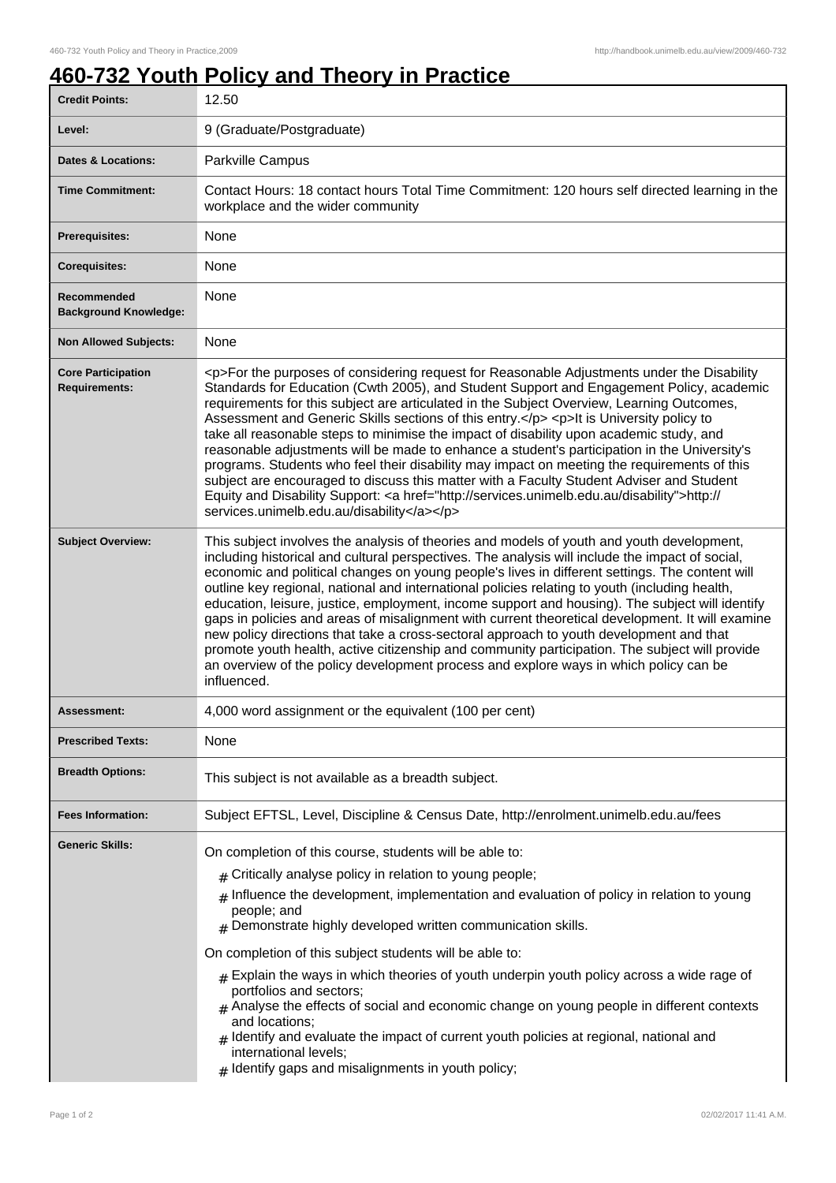# 460-732 Youth Policy and Theory in Practice

| | |
|---|---|
| **Credit Points:** | 12.50 |
| **Level:** | 9 (Graduate/Postgraduate) |
| **Dates & Locations:** | Parkville Campus |
| **Time Commitment:** | Contact Hours: 18 contact hours Total Time Commitment: 120 hours self directed learning in the workplace and the wider community |
| **Prerequisites:** | None |
| **Corequisites:** | None |
| **Recommended Background Knowledge:** | None |
| **Non Allowed Subjects:** | None |
| **Core Participation Requirements:** | <p>For the purposes of considering request for Reasonable Adjustments under the Disability Standards for Education (Cwth 2005), and Student Support and Engagement Policy, academic requirements for this subject are articulated in the Subject Overview, Learning Outcomes, Assessment and Generic Skills sections of this entry.</p> <p>It is University policy to take all reasonable steps to minimise the impact of disability upon academic study, and reasonable adjustments will be made to enhance a student's participation in the University's programs. Students who feel their disability may impact on meeting the requirements of this subject are encouraged to discuss this matter with a Faculty Student Adviser and Student Equity and Disability Support: <a href="http://services.unimelb.edu.au/disability">http://services.unimelb.edu.au/disability</a></p> |
| **Subject Overview:** | This subject involves the analysis of theories and models of youth and youth development, including historical and cultural perspectives. The analysis will include the impact of social, economic and political changes on young people's lives in different settings. The content will outline key regional, national and international policies relating to youth (including health, education, leisure, justice, employment, income support and housing). The subject will identify gaps in policies and areas of misalignment with current theoretical development. It will examine new policy directions that take a cross-sectoral approach to youth development and that promote youth health, active citizenship and community participation. The subject will provide an overview of the policy development process and explore ways in which policy can be influenced. |
| **Assessment:** | 4,000 word assignment or the equivalent (100 per cent) |
| **Prescribed Texts:** | None |
| **Breadth Options:** | This subject is not available as a breadth subject. |
| **Fees Information:** | Subject EFTSL, Level, Discipline & Census Date, http://enrolment.unimelb.edu.au/fees |
| **Generic Skills:** | On completion of this course, students will be able to: <br># Critically analyse policy in relation to young people; <br># Influence the development, implementation and evaluation of policy in relation to young people; and <br># Demonstrate highly developed written communication skills. <br><br>On completion of this subject students will be able to: <br># Explain the ways in which theories of youth underpin youth policy across a wide rage of portfolios and sectors; <br># Analyse the effects of social and economic change on young people in different contexts and locations; <br># Identify and evaluate the impact of current youth policies at regional, national and international levels; <br># Identify gaps and misalignments in youth policy; |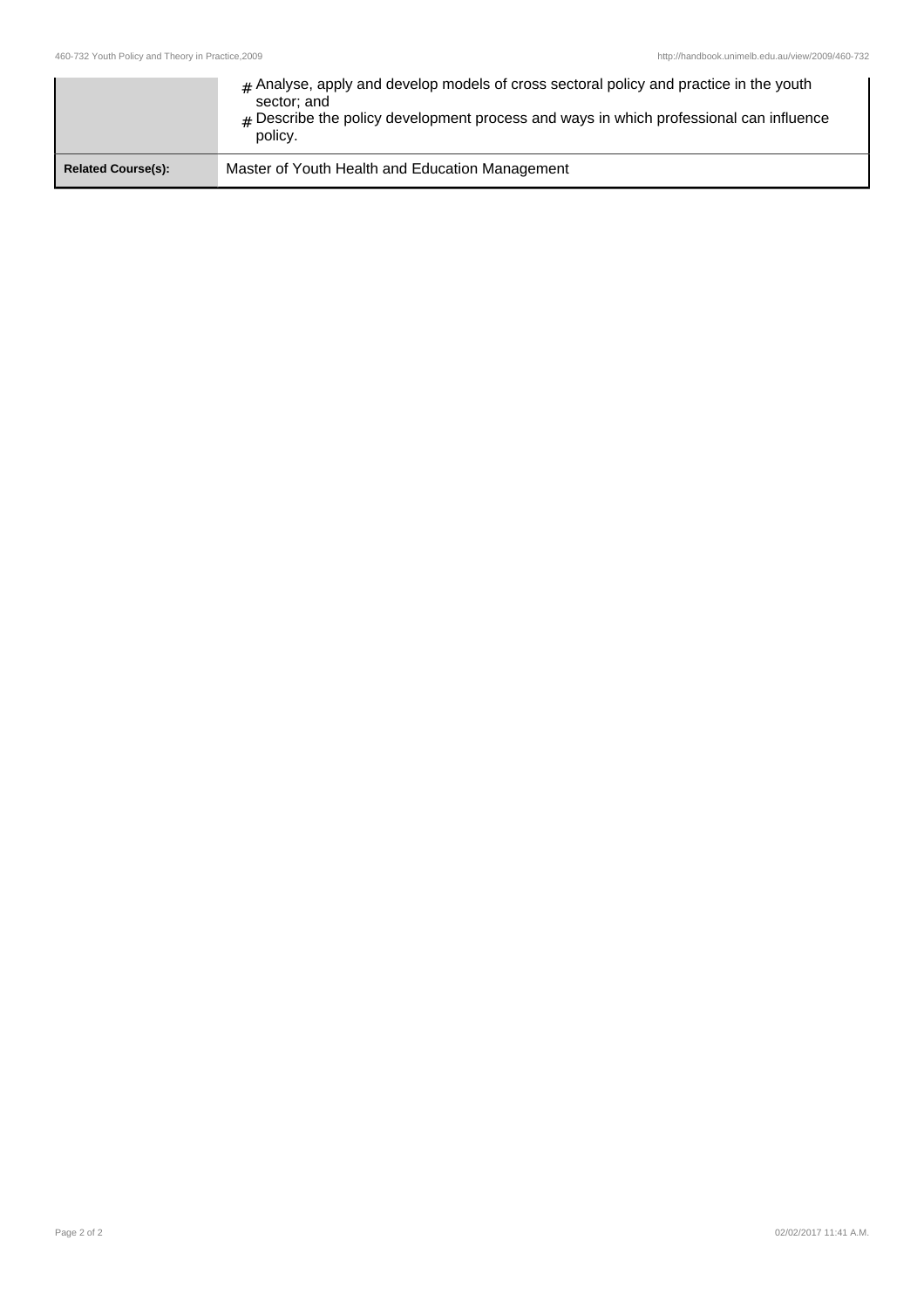| | |
|---|---|
| | # Analyse, apply and develop models of cross sectoral policy and practice in the youth sector; and<br># Describe the policy development process and ways in which professional can influence policy. |
| **Related Course(s):** | Master of Youth Health and Education Management |